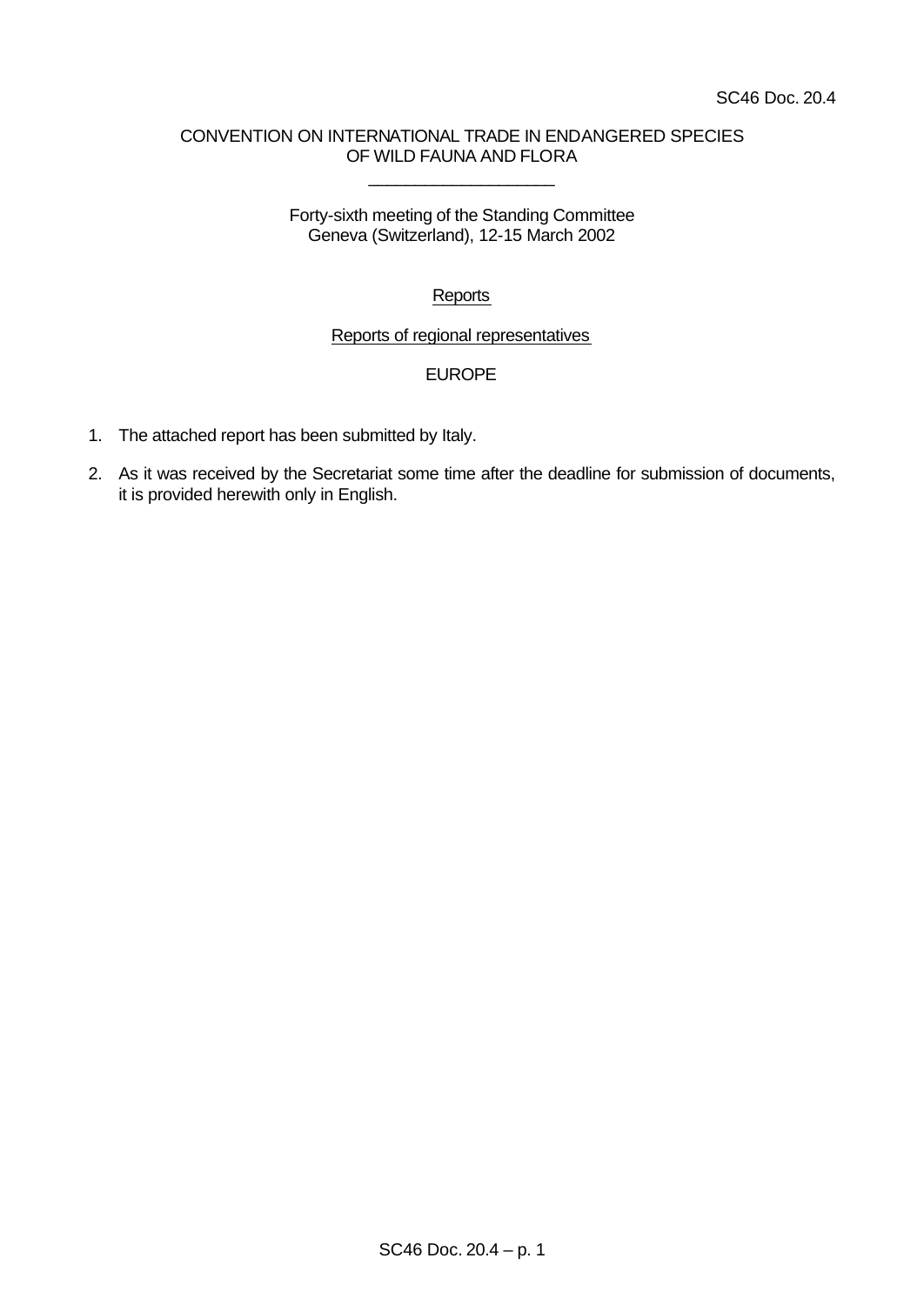SC46 Doc. 20.4

CONVENTION ON INTERNATIONAL TRADE IN ENDANGERED SPECIES
OF WILD FAUNA AND FLORA

\_\_\_\_\_\_\_\_\_\_\_\_\_\_\_\_\_\_\_\_

Forty-sixth meeting of the Standing Committee
Geneva (Switzerland), 12-15 March 2002

Reports

Reports of regional representatives

EUROPE

1. The attached report has been submitted by Italy.

2. As it was received by the Secretariat some time after the deadline for submission of documents, it is provided herewith only in English.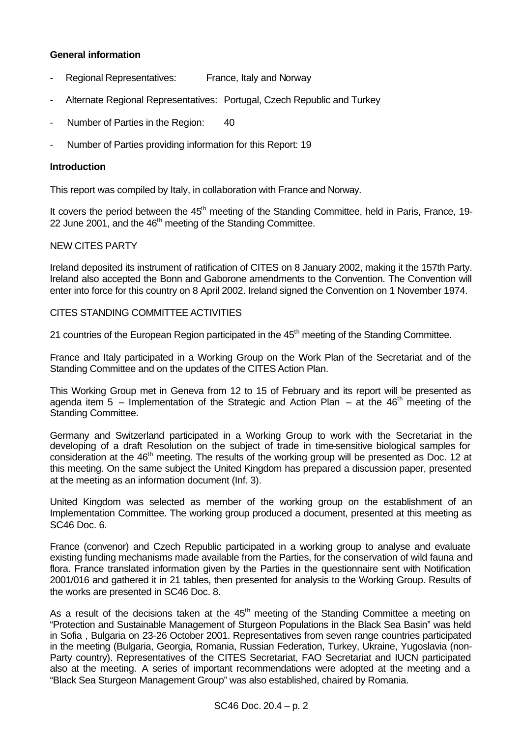**General information**

- Regional Representatives: France, Italy and Norway
- Alternate Regional Representatives: Portugal, Czech Republic and Turkey
- Number of Parties in the Region: 40
- Number of Parties providing information for this Report: 19

**Introduction**

This report was compiled by Italy, in collaboration with France and Norway.

It covers the period between the 45th meeting of the Standing Committee, held in Paris, France, 19-22 June 2001, and the 46th meeting of the Standing Committee.

NEW CITES PARTY

Ireland deposited its instrument of ratification of CITES on 8 January 2002, making it the 157th Party. Ireland also accepted the Bonn and Gaborone amendments to the Convention. The Convention will enter into force for this country on 8 April 2002. Ireland signed the Convention on 1 November 1974.

CITES STANDING COMMITTEE ACTIVITIES

21 countries of the European Region participated in the 45th meeting of the Standing Committee.

France and Italy participated in a Working Group on the Work Plan of the Secretariat and of the Standing Committee and on the updates of the CITES Action Plan.

This Working Group met in Geneva from 12 to 15 of February and its report will be presented as agenda item 5 – Implementation of the Strategic and Action Plan – at the 46th meeting of the Standing Committee.

Germany and Switzerland participated in a Working Group to work with the Secretariat in the developing of a draft Resolution on the subject of trade in time-sensitive biological samples for consideration at the 46th meeting. The results of the working group will be presented as Doc. 12 at this meeting. On the same subject the United Kingdom has prepared a discussion paper, presented at the meeting as an information document (Inf. 3).

United Kingdom was selected as member of the working group on the establishment of an Implementation Committee. The working group produced a document, presented at this meeting as SC46 Doc. 6.

France (convenor) and Czech Republic participated in a working group to analyse and evaluate existing funding mechanisms made available from the Parties, for the conservation of wild fauna and flora. France translated information given by the Parties in the questionnaire sent with Notification 2001/016 and gathered it in 21 tables, then presented for analysis to the Working Group. Results of the works are presented in SC46 Doc. 8.

As a result of the decisions taken at the 45th meeting of the Standing Committee a meeting on "Protection and Sustainable Management of Sturgeon Populations in the Black Sea Basin" was held in Sofia , Bulgaria on 23-26 October 2001. Representatives from seven range countries participated in the meeting (Bulgaria, Georgia, Romania, Russian Federation, Turkey, Ukraine, Yugoslavia (non-Party country). Representatives of the CITES Secretariat, FAO Secretariat and IUCN participated also at the meeting. A series of important recommendations were adopted at the meeting and a "Black Sea Sturgeon Management Group" was also established, chaired by Romania.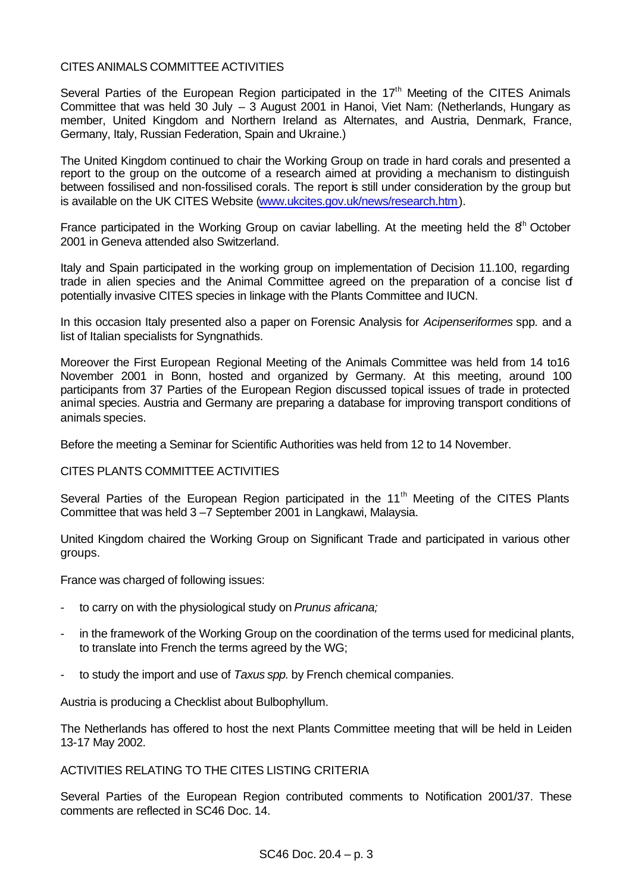## CITES ANIMALS COMMITTEE ACTIVITIES

Several Parties of the European Region participated in the 17th Meeting of the CITES Animals Committee that was held 30 July – 3 August 2001 in Hanoi, Viet Nam: (Netherlands, Hungary as member, United Kingdom and Northern Ireland as Alternates, and Austria, Denmark, France, Germany, Italy, Russian Federation, Spain and Ukraine.)

The United Kingdom continued to chair the Working Group on trade in hard corals and presented a report to the group on the outcome of a research aimed at providing a mechanism to distinguish between fossilised and non-fossilised corals. The report is still under consideration by the group but is available on the UK CITES Website (www.ukcites.gov.uk/news/research.htm).

France participated in the Working Group on caviar labelling. At the meeting held the 8th October 2001 in Geneva attended also Switzerland.

Italy and Spain participated in the working group on implementation of Decision 11.100, regarding trade in alien species and the Animal Committee agreed on the preparation of a concise list of potentially invasive CITES species in linkage with the Plants Committee and IUCN.

In this occasion Italy presented also a paper on Forensic Analysis for *Acipenseriformes* spp. and a list of Italian specialists for Syngnathids.

Moreover the First European Regional Meeting of the Animals Committee was held from 14 to16 November 2001 in Bonn, hosted and organized by Germany. At this meeting, around 100 participants from 37 Parties of the European Region discussed topical issues of trade in protected animal species. Austria and Germany are preparing a database for improving transport conditions of animals species.

Before the meeting a Seminar for Scientific Authorities was held from 12 to 14 November.

## CITES PLANTS COMMITTEE ACTIVITIES

Several Parties of the European Region participated in the 11th Meeting of the CITES Plants Committee that was held 3 –7 September 2001 in Langkawi, Malaysia.

United Kingdom chaired the Working Group on Significant Trade and participated in various other groups.

France was charged of following issues:

- to carry on with the physiological study on *Prunus africana;*
- in the framework of the Working Group on the coordination of the terms used for medicinal plants, to translate into French the terms agreed by the WG;
- to study the import and use of *Taxus spp.* by French chemical companies.

Austria is producing a Checklist about Bulbophyllum.

The Netherlands has offered to host the next Plants Committee meeting that will be held in Leiden 13-17 May 2002.

## ACTIVITIES RELATING TO THE CITES LISTING CRITERIA

Several Parties of the European Region contributed comments to Notification 2001/37. These comments are reflected in SC46 Doc. 14.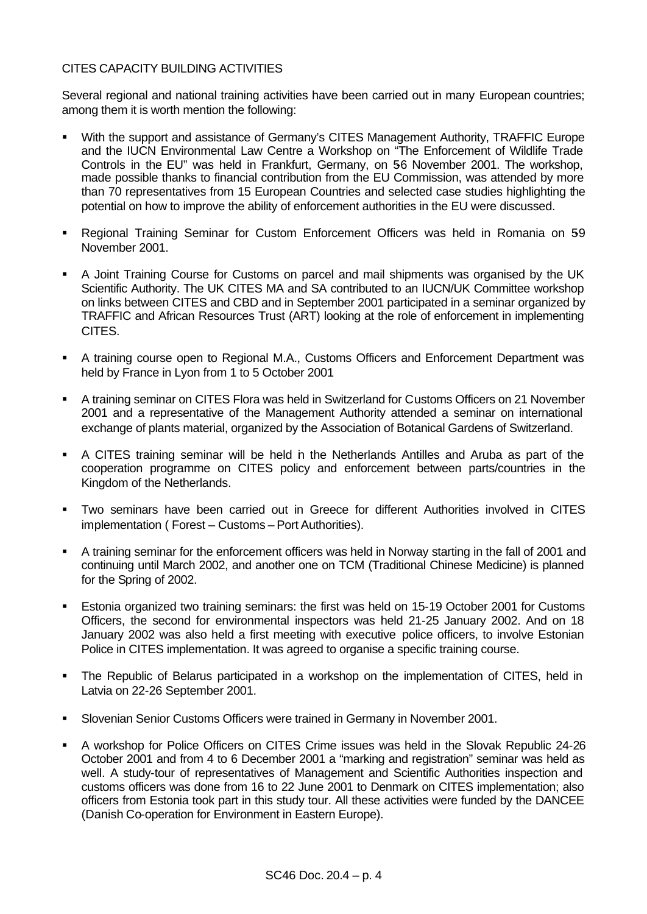CITES CAPACITY BUILDING ACTIVITIES

Several regional and national training activities have been carried out in many European countries; among them it is worth mention the following:

- With the support and assistance of Germany's CITES Management Authority, TRAFFIC Europe and the IUCN Environmental Law Centre a Workshop on "The Enforcement of Wildlife Trade Controls in the EU" was held in Frankfurt, Germany, on 5-6 November 2001. The workshop, made possible thanks to financial contribution from the EU Commission, was attended by more than 70 representatives from 15 European Countries and selected case studies highlighting the potential on how to improve the ability of enforcement authorities in the EU were discussed.
- Regional Training Seminar for Custom Enforcement Officers was held in Romania on 5-9 November 2001.
- A Joint Training Course for Customs on parcel and mail shipments was organised by the UK Scientific Authority. The UK CITES MA and SA contributed to an IUCN/UK Committee workshop on links between CITES and CBD and in September 2001 participated in a seminar organized by TRAFFIC and African Resources Trust (ART) looking at the role of enforcement in implementing CITES.
- A training course open to Regional M.A., Customs Officers and Enforcement Department was held by France in Lyon from 1 to 5 October 2001
- A training seminar on CITES Flora was held in Switzerland for Customs Officers on 21 November 2001 and a representative of the Management Authority attended a seminar on international exchange of plants material, organized by the Association of Botanical Gardens of Switzerland.
- A CITES training seminar will be held in the Netherlands Antilles and Aruba as part of the cooperation programme on CITES policy and enforcement between parts/countries in the Kingdom of the Netherlands.
- Two seminars have been carried out in Greece for different Authorities involved in CITES implementation ( Forest – Customs – Port Authorities).
- A training seminar for the enforcement officers was held in Norway starting in the fall of 2001 and continuing until March 2002, and another one on TCM (Traditional Chinese Medicine) is planned for the Spring of 2002.
- Estonia organized two training seminars: the first was held on 15-19 October 2001 for Customs Officers, the second for environmental inspectors was held 21-25 January 2002. And on 18 January 2002 was also held a first meeting with executive police officers, to involve Estonian Police in CITES implementation. It was agreed to organise a specific training course.
- The Republic of Belarus participated in a workshop on the implementation of CITES, held in Latvia on 22-26 September 2001.
- Slovenian Senior Customs Officers were trained in Germany in November 2001.
- A workshop for Police Officers on CITES Crime issues was held in the Slovak Republic 24-26 October 2001 and from 4 to 6 December 2001 a "marking and registration" seminar was held as well. A study-tour of representatives of Management and Scientific Authorities inspection and customs officers was done from 16 to 22 June 2001 to Denmark on CITES implementation; also officers from Estonia took part in this study tour. All these activities were funded by the DANCEE (Danish Co-operation for Environment in Eastern Europe).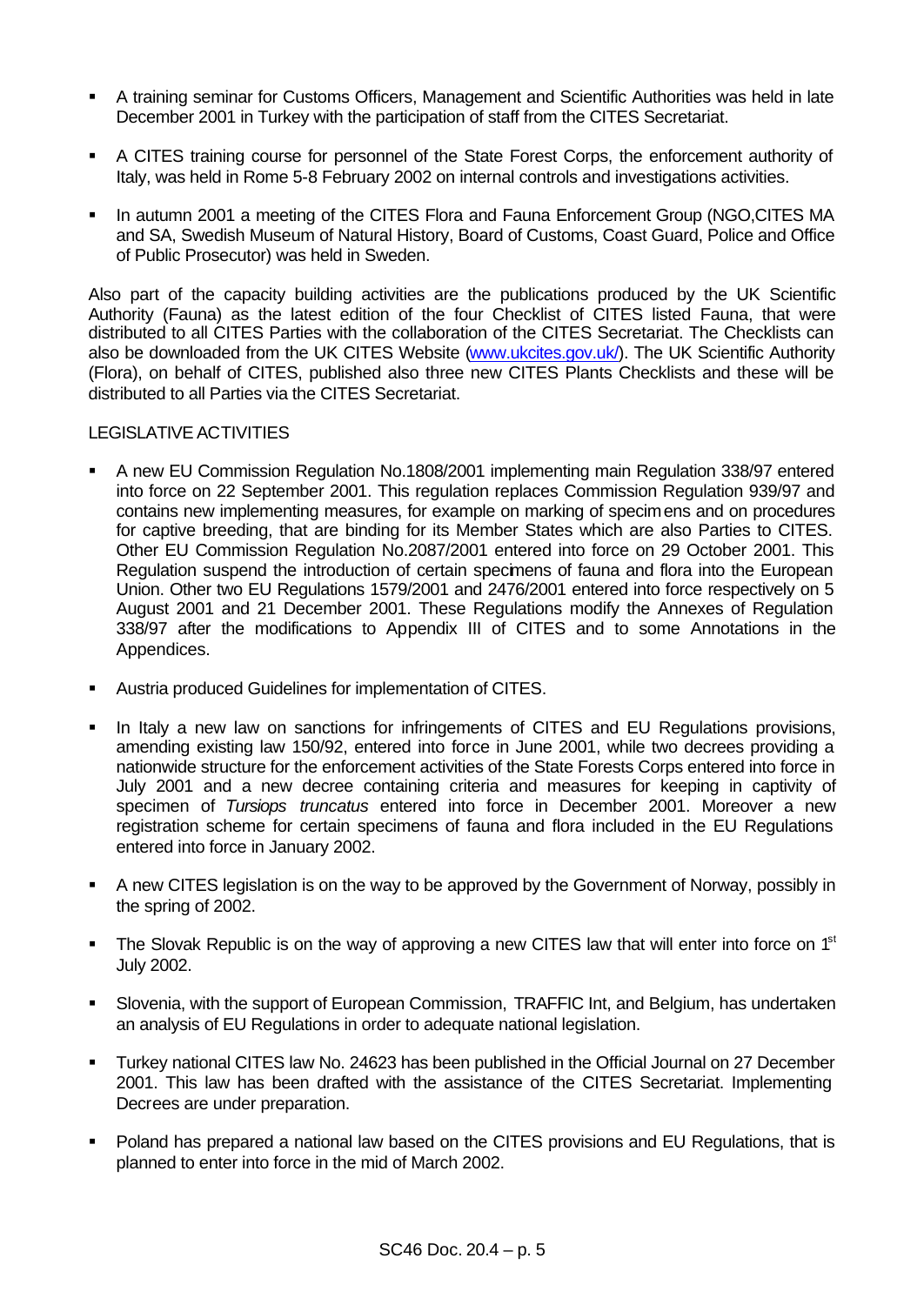- A training seminar for Customs Officers, Management and Scientific Authorities was held in late December 2001 in Turkey with the participation of staff from the CITES Secretariat.

- A CITES training course for personnel of the State Forest Corps, the enforcement authority of Italy, was held in Rome 5-8 February 2002 on internal controls and investigations activities.

- In autumn 2001 a meeting of the CITES Flora and Fauna Enforcement Group (NGO,CITES MA and SA, Swedish Museum of Natural History, Board of Customs, Coast Guard, Police and Office of Public Prosecutor) was held in Sweden.

Also part of the capacity building activities are the publications produced by the UK Scientific Authority (Fauna) as the latest edition of the four Checklist of CITES listed Fauna, that were distributed to all CITES Parties with the collaboration of the CITES Secretariat. The Checklists can also be downloaded from the UK CITES Website (www.ukcites.gov.uk/). The UK Scientific Authority (Flora), on behalf of CITES, published also three new CITES Plants Checklists and these will be distributed to all Parties via the CITES Secretariat.

LEGISLATIVE ACTIVITIES

- A new EU Commission Regulation No.1808/2001 implementing main Regulation 338/97 entered into force on 22 September 2001. This regulation replaces Commission Regulation 939/97 and contains new implementing measures, for example on marking of specimens and on procedures for captive breeding, that are binding for its Member States which are also Parties to CITES. Other EU Commission Regulation No.2087/2001 entered into force on 29 October 2001. This Regulation suspend the introduction of certain specimens of fauna and flora into the European Union. Other two EU Regulations 1579/2001 and 2476/2001 entered into force respectively on 5 August 2001 and 21 December 2001. These Regulations modify the Annexes of Regulation 338/97 after the modifications to Appendix III of CITES and to some Annotations in the Appendices.

- Austria produced Guidelines for implementation of CITES.

- In Italy a new law on sanctions for infringements of CITES and EU Regulations provisions, amending existing law 150/92, entered into force in June 2001, while two decrees providing a nationwide structure for the enforcement activities of the State Forests Corps entered into force in July 2001 and a new decree containing criteria and measures for keeping in captivity of specimen of *Tursiops truncatus* entered into force in December 2001. Moreover a new registration scheme for certain specimens of fauna and flora included in the EU Regulations entered into force in January 2002.

- A new CITES legislation is on the way to be approved by the Government of Norway, possibly in the spring of 2002.

- The Slovak Republic is on the way of approving a new CITES law that will enter into force on 1st July 2002.

- Slovenia, with the support of European Commission, TRAFFIC Int, and Belgium, has undertaken an analysis of EU Regulations in order to adequate national legislation.

- Turkey national CITES law No. 24623 has been published in the Official Journal on 27 December 2001. This law has been drafted with the assistance of the CITES Secretariat. Implementing Decrees are under preparation.

- Poland has prepared a national law based on the CITES provisions and EU Regulations, that is planned to enter into force in the mid of March 2002.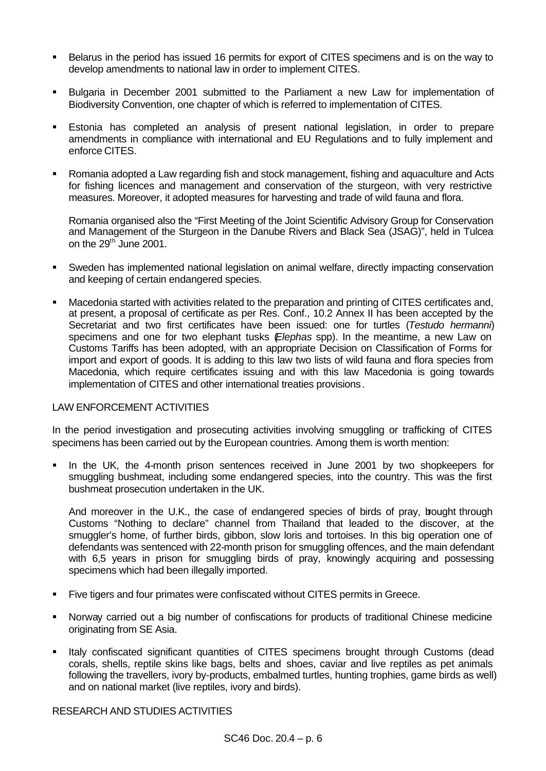- Belarus in the period has issued 16 permits for export of CITES specimens and is on the way to develop amendments to national law in order to implement CITES.

- Bulgaria in December 2001 submitted to the Parliament a new Law for implementation of Biodiversity Convention, one chapter of which is referred to implementation of CITES.

- Estonia has completed an analysis of present national legislation, in order to prepare amendments in compliance with international and EU Regulations and to fully implement and enforce CITES.

- Romania adopted a Law regarding fish and stock management, fishing and aquaculture and Acts for fishing licences and management and conservation of the sturgeon, with very restrictive measures. Moreover, it adopted measures for harvesting and trade of wild fauna and flora.

  Romania organised also the "First Meeting of the Joint Scientific Advisory Group for Conservation and Management of the Sturgeon in the Danube Rivers and Black Sea (JSAG)", held in Tulcea on the 29th June 2001.

- Sweden has implemented national legislation on animal welfare, directly impacting conservation and keeping of certain endangered species.

- Macedonia started with activities related to the preparation and printing of CITES certificates and, at present, a proposal of certificate as per Res. Conf., 10.2 Annex II has been accepted by the Secretariat and two first certificates have been issued: one for turtles (*Testudo hermanni*) specimens and one for two elephant tusks (*Elephas* spp). In the meantime, a new Law on Customs Tariffs has been adopted, with an appropriate Decision on Classification of Forms for import and export of goods. It is adding to this law two lists of wild fauna and flora species from Macedonia, which require certificates issuing and with this law Macedonia is going towards implementation of CITES and other international treaties provisions.

LAW ENFORCEMENT ACTIVITIES

In the period investigation and prosecuting activities involving smuggling or trafficking of CITES specimens has been carried out by the European countries. Among them is worth mention:

- In the UK, the 4-month prison sentences received in June 2001 by two shopkeepers for smuggling bushmeat, including some endangered species, into the country. This was the first bushmeat prosecution undertaken in the UK.

  And moreover in the U.K., the case of endangered species of birds of pray, brought through Customs "Nothing to declare" channel from Thailand that leaded to the discover, at the smuggler's home, of further birds, gibbon, slow loris and tortoises. In this big operation one of defendants was sentenced with 22-month prison for smuggling offences, and the main defendant with 6,5 years in prison for smuggling birds of pray, knowingly acquiring and possessing specimens which had been illegally imported.

- Five tigers and four primates were confiscated without CITES permits in Greece.

- Norway carried out a big number of confiscations for products of traditional Chinese medicine originating from SE Asia.

- Italy confiscated significant quantities of CITES specimens brought through Customs (dead corals, shells, reptile skins like bags, belts and shoes, caviar and live reptiles as pet animals following the travellers, ivory by-products, embalmed turtles, hunting trophies, game birds as well) and on national market (live reptiles, ivory and birds).

RESEARCH AND STUDIES ACTIVITIES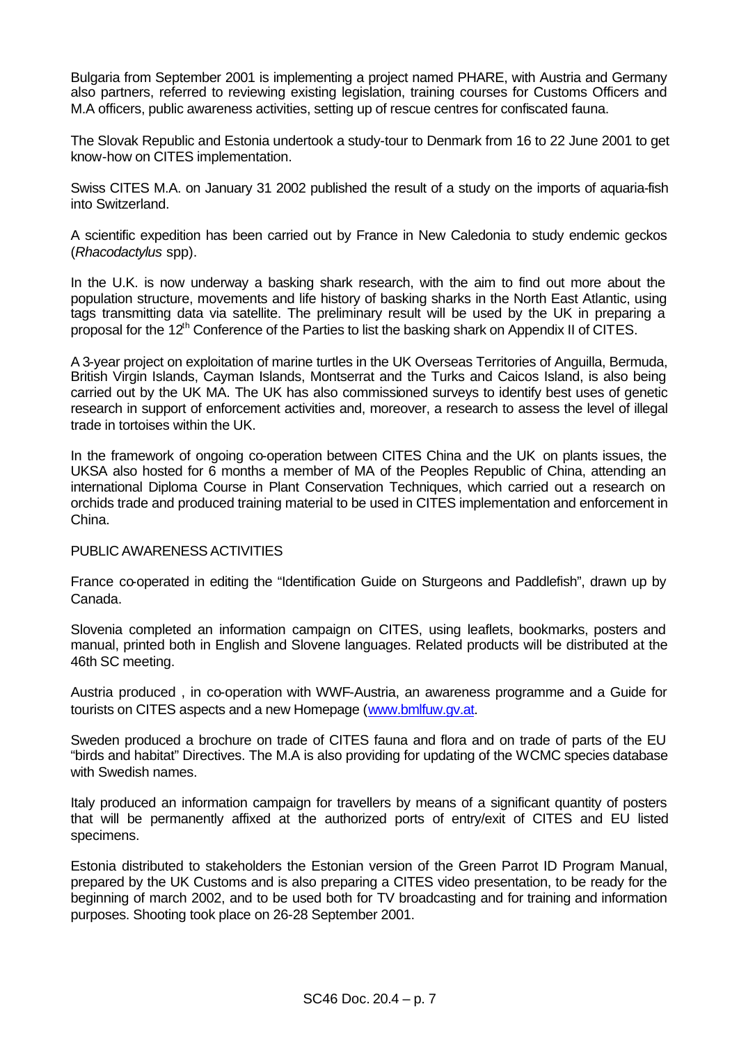Bulgaria from September 2001 is implementing a project named PHARE, with Austria and Germany also partners, referred to reviewing existing legislation, training courses for Customs Officers and M.A officers, public awareness activities, setting up of rescue centres for confiscated fauna.

The Slovak Republic and Estonia undertook a study-tour to Denmark from 16 to 22 June 2001 to get know-how on CITES implementation.

Swiss CITES M.A. on January 31 2002 published the result of a study on the imports of aquaria-fish into Switzerland.

A scientific expedition has been carried out by France in New Caledonia to study endemic geckos (*Rhacodactylus* spp).

In the U.K. is now underway a basking shark research, with the aim to find out more about the population structure, movements and life history of basking sharks in the North East Atlantic, using tags transmitting data via satellite. The preliminary result will be used by the UK in preparing a proposal for the 12th Conference of the Parties to list the basking shark on Appendix II of CITES.

A 3-year project on exploitation of marine turtles in the UK Overseas Territories of Anguilla, Bermuda, British Virgin Islands, Cayman Islands, Montserrat and the Turks and Caicos Island, is also being carried out by the UK MA. The UK has also commissioned surveys to identify best uses of genetic research in support of enforcement activities and, moreover, a research to assess the level of illegal trade in tortoises within the UK.

In the framework of ongoing co-operation between CITES China and the UK on plants issues, the UKSA also hosted for 6 months a member of MA of the Peoples Republic of China, attending an international Diploma Course in Plant Conservation Techniques, which carried out a research on orchids trade and produced training material to be used in CITES implementation and enforcement in China.

PUBLIC AWARENESS ACTIVITIES

France co-operated in editing the "Identification Guide on Sturgeons and Paddlefish", drawn up by Canada.

Slovenia completed an information campaign on CITES, using leaflets, bookmarks, posters and manual, printed both in English and Slovene languages. Related products will be distributed at the 46th SC meeting.

Austria produced , in co-operation with WWF-Austria, an awareness programme and a Guide for tourists on CITES aspects and a new Homepage (www.bmlfuw.gv.at.

Sweden produced a brochure on trade of CITES fauna and flora and on trade of parts of the EU "birds and habitat" Directives. The M.A is also providing for updating of the WCMC species database with Swedish names.

Italy produced an information campaign for travellers by means of a significant quantity of posters that will be permanently affixed at the authorized ports of entry/exit of CITES and EU listed specimens.

Estonia distributed to stakeholders the Estonian version of the Green Parrot ID Program Manual, prepared by the UK Customs and is also preparing a CITES video presentation, to be ready for the beginning of march 2002, and to be used both for TV broadcasting and for training and information purposes. Shooting took place on 26-28 September 2001.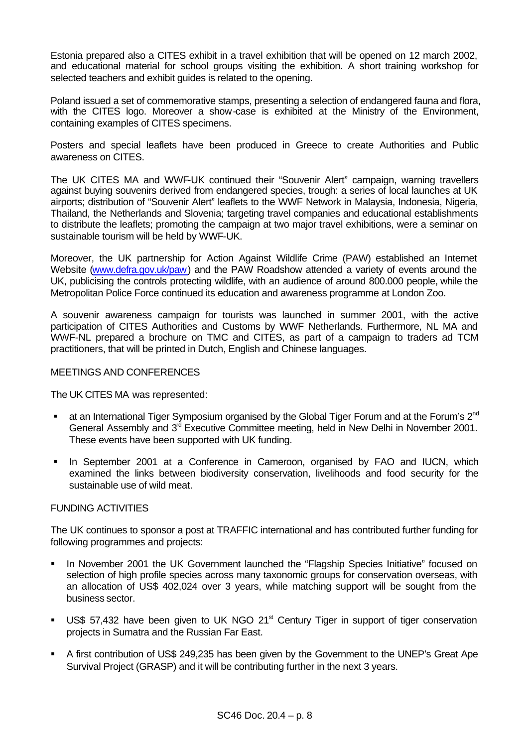Estonia prepared also a CITES exhibit in a travel exhibition that will be opened on 12 march 2002, and educational material for school groups visiting the exhibition. A short training workshop for selected teachers and exhibit guides is related to the opening.

Poland issued a set of commemorative stamps, presenting a selection of endangered fauna and flora, with the CITES logo. Moreover a show-case is exhibited at the Ministry of the Environment, containing examples of CITES specimens.

Posters and special leaflets have been produced in Greece to create Authorities and Public awareness on CITES.

The UK CITES MA and WWF-UK continued their "Souvenir Alert" campaign, warning travellers against buying souvenirs derived from endangered species, trough: a series of local launches at UK airports; distribution of "Souvenir Alert" leaflets to the WWF Network in Malaysia, Indonesia, Nigeria, Thailand, the Netherlands and Slovenia; targeting travel companies and educational establishments to distribute the leaflets; promoting the campaign at two major travel exhibitions, were a seminar on sustainable tourism will be held by WWF-UK.

Moreover, the UK partnership for Action Against Wildlife Crime (PAW) established an Internet Website (www.defra.gov.uk/paw) and the PAW Roadshow attended a variety of events around the UK, publicising the controls protecting wildlife, with an audience of around 800.000 people, while the Metropolitan Police Force continued its education and awareness programme at London Zoo.

A souvenir awareness campaign for tourists was launched in summer 2001, with the active participation of CITES Authorities and Customs by WWF Netherlands. Furthermore, NL MA and WWF-NL prepared a brochure on TMC and CITES, as part of a campaign to traders ad TCM practitioners, that will be printed in Dutch, English and Chinese languages.

## MEETINGS AND CONFERENCES

The UK CITES MA was represented:

- at an International Tiger Symposium organised by the Global Tiger Forum and at the Forum's 2nd General Assembly and 3rd Executive Committee meeting, held in New Delhi in November 2001. These events have been supported with UK funding.
- In September 2001 at a Conference in Cameroon, organised by FAO and IUCN, which examined the links between biodiversity conservation, livelihoods and food security for the sustainable use of wild meat.

## FUNDING ACTIVITIES

The UK continues to sponsor a post at TRAFFIC international and has contributed further funding for following programmes and projects:

- In November 2001 the UK Government launched the "Flagship Species Initiative" focused on selection of high profile species across many taxonomic groups for conservation overseas, with an allocation of US$ 402,024 over 3 years, while matching support will be sought from the business sector.
- US$ 57,432 have been given to UK NGO 21st Century Tiger in support of tiger conservation projects in Sumatra and the Russian Far East.
- A first contribution of US$ 249,235 has been given by the Government to the UNEP's Great Ape Survival Project (GRASP) and it will be contributing further in the next 3 years.